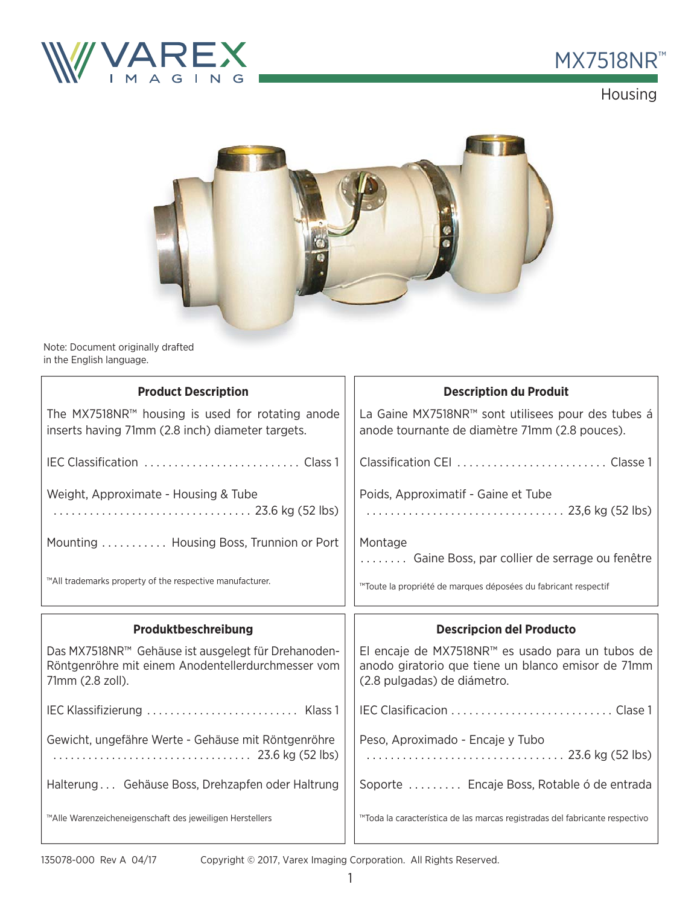# MX7518NR™

## Housing

Note: Document originally drafted in the English language.

### Product Description

The MX7518NR™ housing is used for rotating anode inserts having 71mm (2.8 inch) diameter targets.

IEC Classification .......................... Class 1

Weight, Approximate - Housing & Tube ................................. 23.6 kg (52 lbs)

Mounting ........... Housing Boss, Trunnion or Port

™All trademarks property of the respective manufacturer.

### Description du Produit

La Gaine MX7518NR™ sont utilisees pour des tubes á anode tournante de diamètre 71mm (2.8 pouces).

Classification CEI ......................... Classe 1

Poids, Approximatif - Gaine et Tube ................................. 23,6 kg (52 lbs)

Montage ........ Gaine Boss, par collier de serrage ou fenêtre

™Toute la propriété de marques déposées du fabricant respectif

### Produktbeschreibung

Das MX7518NR™ Gehäuse ist ausgelegt für Drehanoden-Röntgenröhre mit einem Anodentellerdurchmesser vom 71mm (2.8 zoll).

IEC Klassifizierung .......................... Klass 1

Gewicht, ungefähre Werte - Gehäuse mit Röntgenröhre ................................. 23.6 kg (52 lbs)

Halterung . . . Gehäuse Boss, Drehzapfen oder Haltrung

™Alle Warenzeicheneigenschaft des jeweiligen Herstellers

### Descripcion del Producto

El encaje de MX7518NR™ es usado para un tubos de anodo giratorio que tiene un blanco emisor de 71mm (2.8 pulgadas) de diámetro.

IEC Clasificacion ........................... Clase 1

Peso, Aproximado - Encaje y Tubo ................................. 23.6 kg (52 lbs)

Soporte ......... Encaje Boss, Rotable ó de entrada

™Toda la característica de las marcas registradas del fabricante respectivo

135078-000 Rev A 04/17 Copyright © 2017, Varex Imaging Corporation. All Rights Reserved.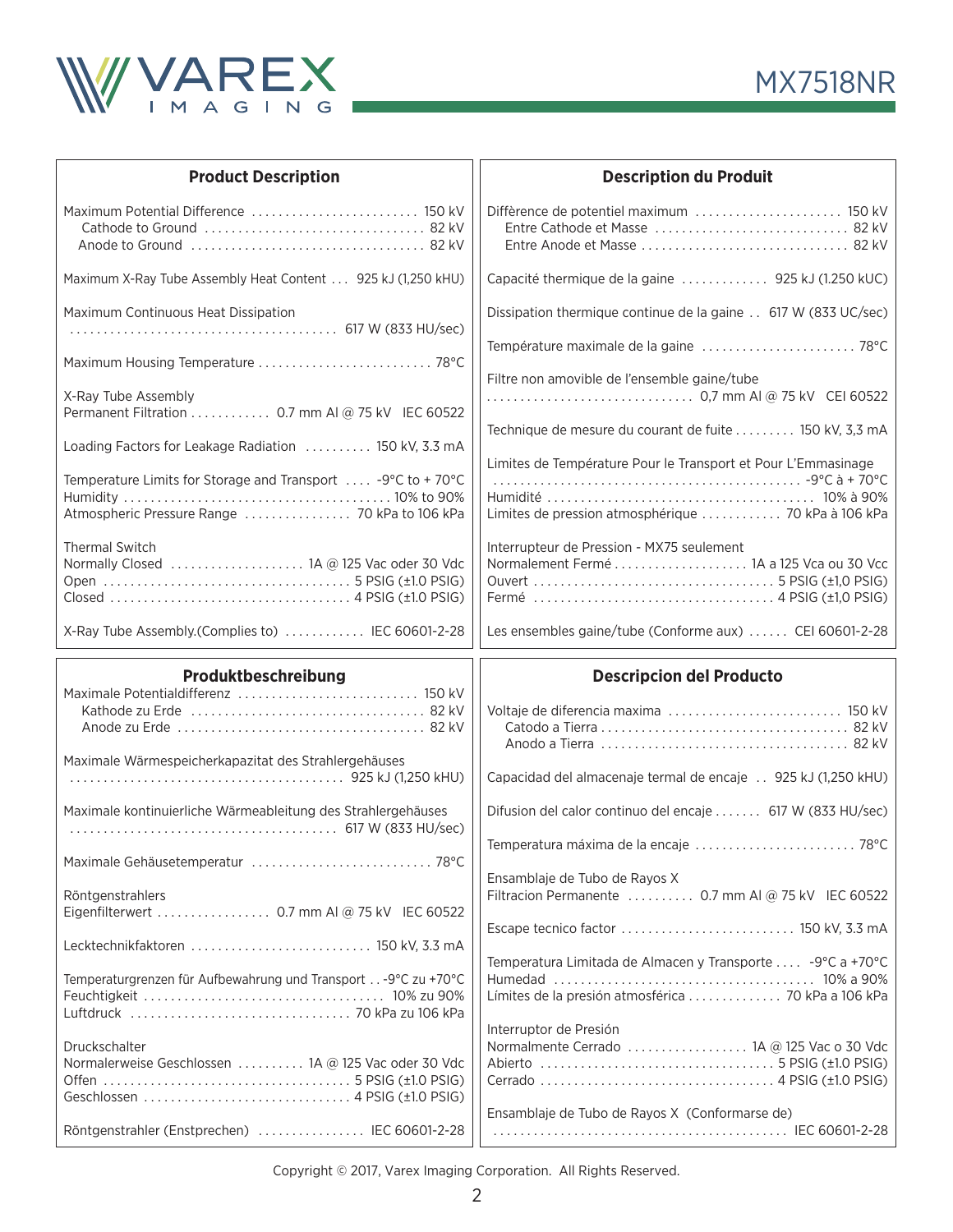## Product Description

| | |
|---|---|
| Maximum Potential Difference | 150 kV |
| Cathode to Ground | 82 kV |
| Anode to Ground | 82 kV |
| Maximum X-Ray Tube Assembly Heat Content | 925 kJ (1,250 kHU) |
| Maximum Continuous Heat Dissipation | 617 W (833 HU/sec) |
| Maximum Housing Temperature | 78°C |
| X-Ray Tube Assembly Permanent Filtration | 0.7 mm Al @ 75 kV IEC 60522 |
| Loading Factors for Leakage Radiation | 150 kV, 3.3 mA |
| Temperature Limits for Storage and Transport | -9°C to + 70°C |
| Humidity | 10% to 90% |
| Atmospheric Pressure Range | 70 kPa to 106 kPa |
| Thermal Switch | |
| Normally Closed | 1A @ 125 Vac oder 30 Vdc |
| Open | 5 PSIG (±1.0 PSIG) |
| Closed | 4 PSIG (±1.0 PSIG) |
| X-Ray Tube Assembly.(Complies to) | IEC 60601-2-28 |

## Description du Produit

| | |
|---|---|
| Diffèrence de potentiel maximum | 150 kV |
| Entre Cathode et Masse | 82 kV |
| Entre Anode et Masse | 82 kV |
| Capacité thermique de la gaine | 925 kJ (1.250 kUC) |
| Dissipation thermique continue de la gaine | 617 W (833 UC/sec) |
| Température maximale de la gaine | 78°C |
| Filtre non amovible de l'ensemble gaine/tube | 0,7 mm Al @ 75 kV CEI 60522 |
| Technique de mesure du courant de fuite | 150 kV, 3,3 mA |
| Limites de Température Pour le Transport et Pour L'Emmasinage | -9°C à + 70°C |
| Humidité | 10% à 90% |
| Limites de pression atmosphérique | 70 kPa à 106 kPa |
| Interrupteur de Pression - MX75 seulement | |
| Normalement Fermé | 1A a 125 Vca ou 30 Vcc |
| Ouvert | 5 PSIG (±1,0 PSIG) |
| Fermé | 4 PSIG (±1,0 PSIG) |
| Les ensembles gaine/tube (Conforme aux) | CEI 60601-2-28 |

## Produktbeschreibung

| | |
|---|---|
| Maximale Potentialdifferenz | 150 kV |
| Kathode zu Erde | 82 kV |
| Anode zu Erde | 82 kV |
| Maximale Wärmespeicherkapazitat des Strahlergehäuses | 925 kJ (1,250 kHU) |
| Maximale kontinuierliche Wärmeableitung des Strahlergehäuses | 617 W (833 HU/sec) |
| Maximale Gehäusetemperatur | 78°C |
| Röntgenstrahlers Eigenfilterwert | 0.7 mm Al @ 75 kV IEC 60522 |
| Lecktechnikfaktoren | 150 kV, 3.3 mA |
| Temperaturgrenzen für Aufbewahrung und Transport | -9°C zu +70°C |
| Feuchtigkeit | 10% zu 90% |
| Luftdruck | 70 kPa zu 106 kPa |
| Druckschalter | |
| Normalerweise Geschlossen | 1A @ 125 Vac oder 30 Vdc |
| Offen | 5 PSIG (±1.0 PSIG) |
| Geschlossen | 4 PSIG (±1.0 PSIG) |
| Röntgenstrahler (Enstprechen) | IEC 60601-2-28 |

## Descripcion del Producto

| | |
|---|---|
| Voltaje de diferencia maxima | 150 kV |
| Catodo a Tierra | 82 kV |
| Anodo a Tierra | 82 kV |
| Capacidad del almacenaje termal de encaje | 925 kJ (1,250 kHU) |
| Difusion del calor continuo del encaje | 617 W (833 HU/sec) |
| Temperatura máxima de la encaje | 78°C |
| Ensamblaje de Tubo de Rayos X Filtracion Permanente | 0.7 mm Al @ 75 kV IEC 60522 |
| Escape tecnico factor | 150 kV, 3.3 mA |
| Temperatura Limitada de Almacen y Transporte | -9°C a +70°C |
| Humedad | 10% a 90% |
| Límites de la presión atmosférica | 70 kPa a 106 kPa |
| Interruptor de Presión | |
| Normalmente Cerrado | 1A @ 125 Vac o 30 Vdc |
| Abierto | 5 PSIG (±1.0 PSIG) |
| Cerrado | 4 PSIG (±1.0 PSIG) |
| Ensamblaje de Tubo de Rayos X (Conformarse de) | IEC 60601-2-28 |

Copyright © 2017, Varex Imaging Corporation. All Rights Reserved.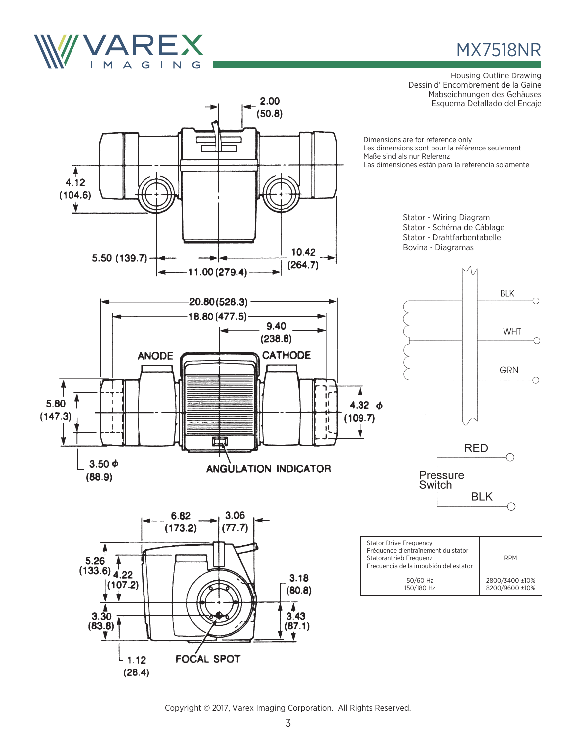# MX7518NR

Housing Outline Drawing
Dessin d' Encombrement de la Gaine
Mabseichnungen des Gehäuses
Esquema Detallado del Encaje

Dimensions are for reference only
Les dimensions sont pour la référence seulement
Maße sind als nur Referenz
Las dimensiones están para la referencia solamente

2.00 (50.8)

4.12 (104.6)

5.50 (139.7)

11.00 (279.4)

10.42 (264.7)

20.80 (528.3)

18.80 (477.5)

9.40 (238.8)

ANODE

CATHODE

5.80 (147.3)

4.32 ϕ (109.7)

3.50 ϕ (88.9)

ANGULATION INDICATOR

6.82 (173.2)

3.06 (77.7)

5.26 (133.6)

4.22 (107.2)

3.18 (80.8)

3.30 (83.8)

3.43 (87.1)

1.12 (28.4)

FOCAL SPOT

Stator - Wiring Diagram
Stator - Schéma de Câblage
Stator - Drahtfarbentabelle
Bovina - Diagramas

BLK

WHT

GRN

Pressure Switch

RED

BLK

| Stator Drive Frequency<br>Fréquence d'entraînement du stator<br>Statorantrieb Frequenz<br>Frecuencia de la impulsión del estator | RPM |
|---|---|
| 50/60 Hz<br>150/180 Hz | 2800/3400 ±10%<br>8200/9600 ±10% |

Copyright © 2017, Varex Imaging Corporation. All Rights Reserved.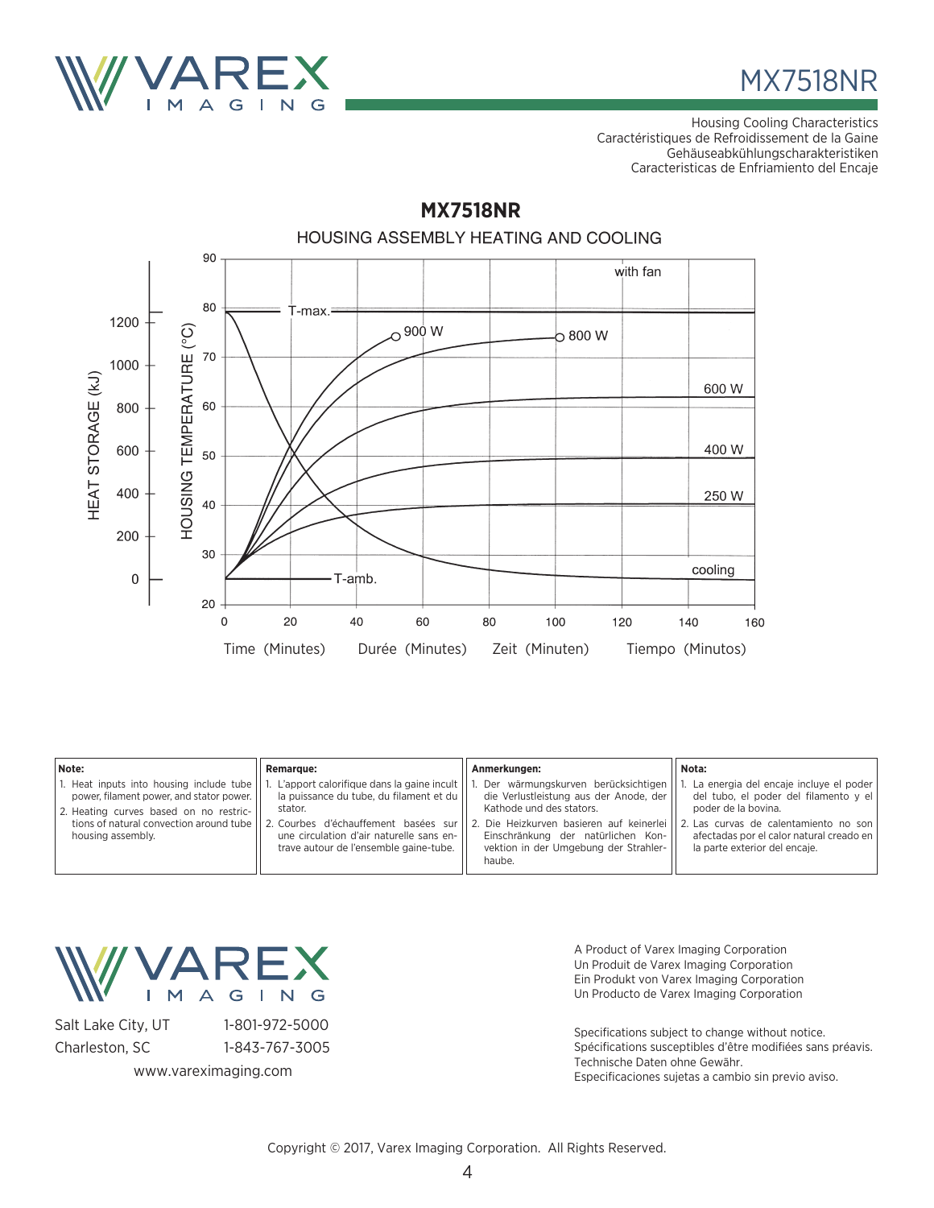# MX7518NR

Housing Cooling Characteristics
Caractéristiques de Refroidissement de la Gaine
Gehäuseabkühlungscharakteristiken
Caracteristicas de Enfriamiento del Encaje

**MX7518NR**

HOUSING ASSEMBLY HEATING AND COOLING

HEAT STORAGE (kJ)
0
200
400
600
800
1000
1200

HOUSING TEMPERATURE (°C)
20
30
40
50
60
70
80
90

with fan
T-max.
900 W
800 W
600 W
400 W
250 W
cooling
T-amb.

0
20
40
60
80
100
120
140
160

Time (Minutes) Durée (Minutes) Zeit (Minuten) Tiempo (Minutos)

**Note:**

1. Heat inputs into housing include tube power, filament power, and stator power.
2. Heating curves based on no restrictions of natural convection around tube housing assembly.

**Remarque:**

1. L'apport calorifique dans la gaine incult la puissance du tube, du filament et du stator.
2. Courbes d'échauffement basées sur une circulation d'air naturelle sans entrave autour de l'ensemble gaine-tube.

**Anmerkungen:**

1. Der wärmungskurven berücksichtigen die Verlustleistung aus der Anode, der Kathode und des stators.
2. Die Heizkurven basieren auf keinerlei Einschränkung der natürlichen Konvektion in der Umgebung der Strahlerhaube.

**Nota:**

1. La energia del encaje incluye el poder del tubo, el poder del filamento y el poder de la bovina.
2. Las curvas de calentamiento no son afectadas por el calor natural creado en la parte exterior del encaje.

Salt Lake City, UT 1-801-972-5000
Charleston, SC 1-843-767-3005
www.vareximaging.com

A Product of Varex Imaging Corporation
Un Produit de Varex Imaging Corporation
Ein Produkt von Varex Imaging Corporation
Un Producto de Varex Imaging Corporation

Specifications subject to change without notice.
Spécifications susceptibles d'être modifiées sans préavis.
Technische Daten ohne Gewähr.
Especificaciones sujetas a cambio sin previo aviso.

Copyright © 2017, Varex Imaging Corporation. All Rights Reserved.